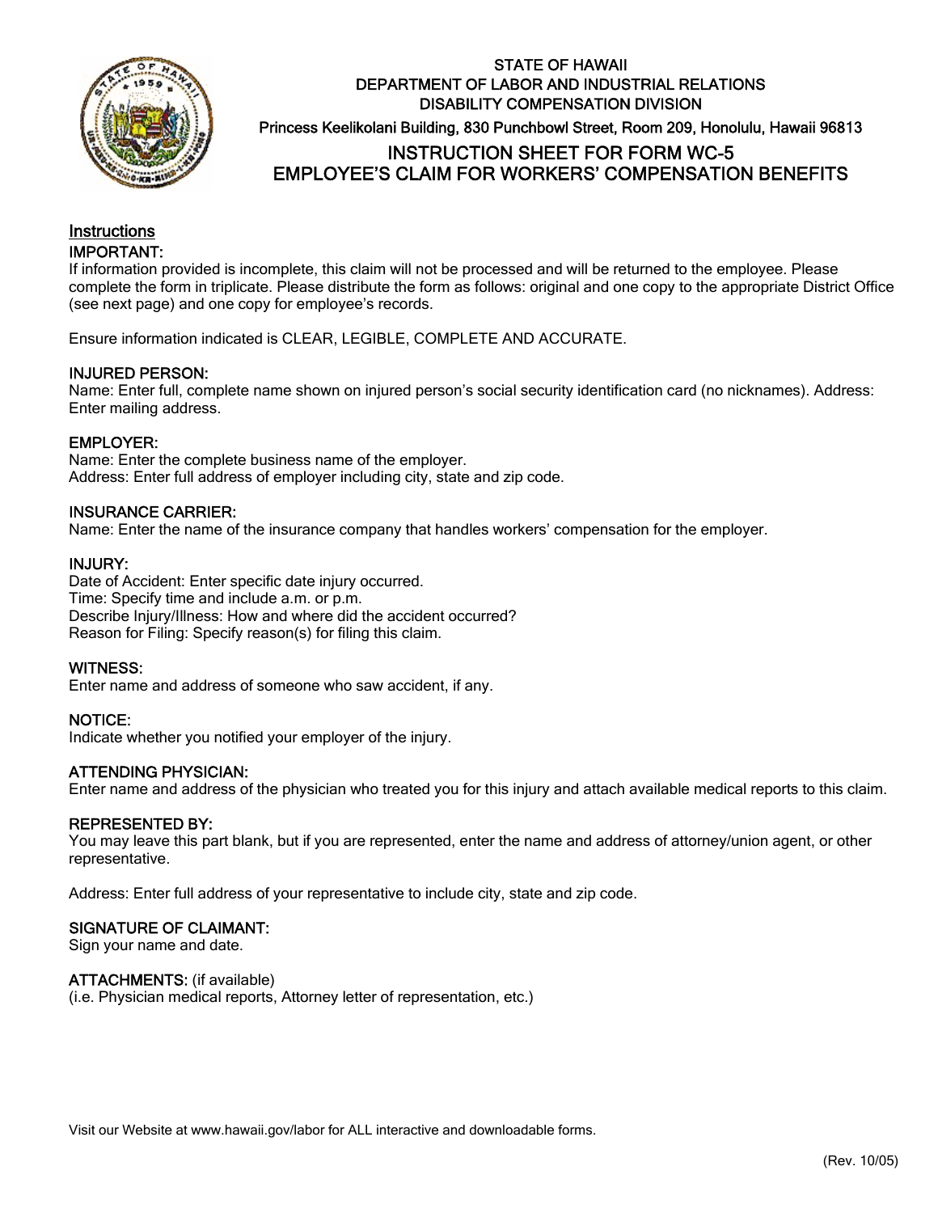STATE OF HAWAII
DEPARTMENT OF LABOR AND INDUSTRIAL RELATIONS
DISABILITY COMPENSATION DIVISION
Princess Keelikolani Building, 830 Punchbowl Street, Room 209, Honolulu, Hawaii 96813

# INSTRUCTION SHEET FOR FORM WC-5
# EMPLOYEE'S CLAIM FOR WORKERS' COMPENSATION BENEFITS

## Instructions

### IMPORTANT:

If information provided is incomplete, this claim will not be processed and will be returned to the employee. Please complete the form in triplicate. Please distribute the form as follows: original and one copy to the appropriate District Office (see next page) and one copy for employee's records.

Ensure information indicated is CLEAR, LEGIBLE, COMPLETE AND ACCURATE.

### INJURED PERSON:

Name: Enter full, complete name shown on injured person's social security identification card (no nicknames). Address: Enter mailing address.

### EMPLOYER:

Name: Enter the complete business name of the employer.
Address: Enter full address of employer including city, state and zip code.

### INSURANCE CARRIER:

Name: Enter the name of the insurance company that handles workers' compensation for the employer.

### INJURY:

Date of Accident: Enter specific date injury occurred.
Time: Specify time and include a.m. or p.m.
Describe Injury/Illness: How and where did the accident occurred?
Reason for Filing: Specify reason(s) for filing this claim.

### WITNESS:

Enter name and address of someone who saw accident, if any.

### NOTICE:

Indicate whether you notified your employer of the injury.

### ATTENDING PHYSICIAN:

Enter name and address of the physician who treated you for this injury and attach available medical reports to this claim.

### REPRESENTED BY:

You may leave this part blank, but if you are represented, enter the name and address of attorney/union agent, or other representative.

Address: Enter full address of your representative to include city, state and zip code.

### SIGNATURE OF CLAIMANT:

Sign your name and date.

### ATTACHMENTS: (if available)

(i.e. Physician medical reports, Attorney letter of representation, etc.)

Visit our Website at www.hawaii.gov/labor for ALL interactive and downloadable forms.

(Rev. 10/05)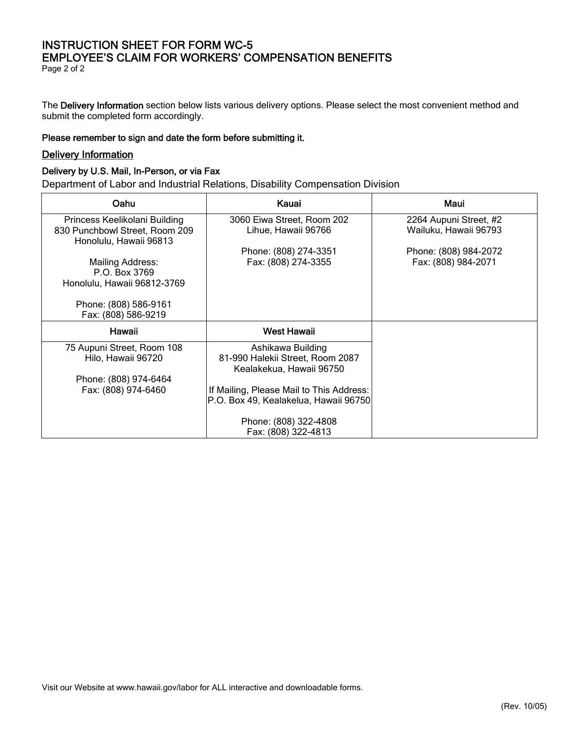# INSTRUCTION SHEET FOR FORM WC-5
# EMPLOYEE'S CLAIM FOR WORKERS' COMPENSATION BENEFITS

The **Delivery Information** section below lists various delivery options. Please select the most convenient method and submit the completed form accordingly.

**Please remember to sign and date the form before submitting it.**

## Delivery Information

### Delivery by U.S. Mail, In-Person, or via Fax

Department of Labor and Industrial Relations, Disability Compensation Division

| Oahu | Kauai | Maui |
|---|---|---|
| Princess Keelikolani Building<br>830 Punchbowl Street, Room 209<br>Honolulu, Hawaii 96813<br><br>Mailing Address:<br>P.O. Box 3769<br>Honolulu, Hawaii 96812-3769<br><br>Phone: (808) 586-9161<br>Fax: (808) 586-9219 | 3060 Eiwa Street, Room 202<br>Lihue, Hawaii 96766<br><br>Phone: (808) 274-3351<br>Fax: (808) 274-3355 | 2264 Aupuni Street, #2<br>Wailuku, Hawaii 96793<br><br>Phone: (808) 984-2072<br>Fax: (808) 984-2071 |
| **Hawaii** | **West Hawaii** | |
| 75 Aupuni Street, Room 108<br>Hilo, Hawaii 96720<br><br>Phone: (808) 974-6464<br>Fax: (808) 974-6460 | Ashikawa Building<br>81-990 Halekii Street, Room 2087<br>Kealakekua, Hawaii 96750<br><br>If Mailing, Please Mail to This Address:<br>P.O. Box 49, Kealakelua, Hawaii 96750<br><br>Phone: (808) 322-4808<br>Fax: (808) 322-4813 | |

Visit our Website at www.hawaii.gov/labor for ALL interactive and downloadable forms.

(Rev. 10/05)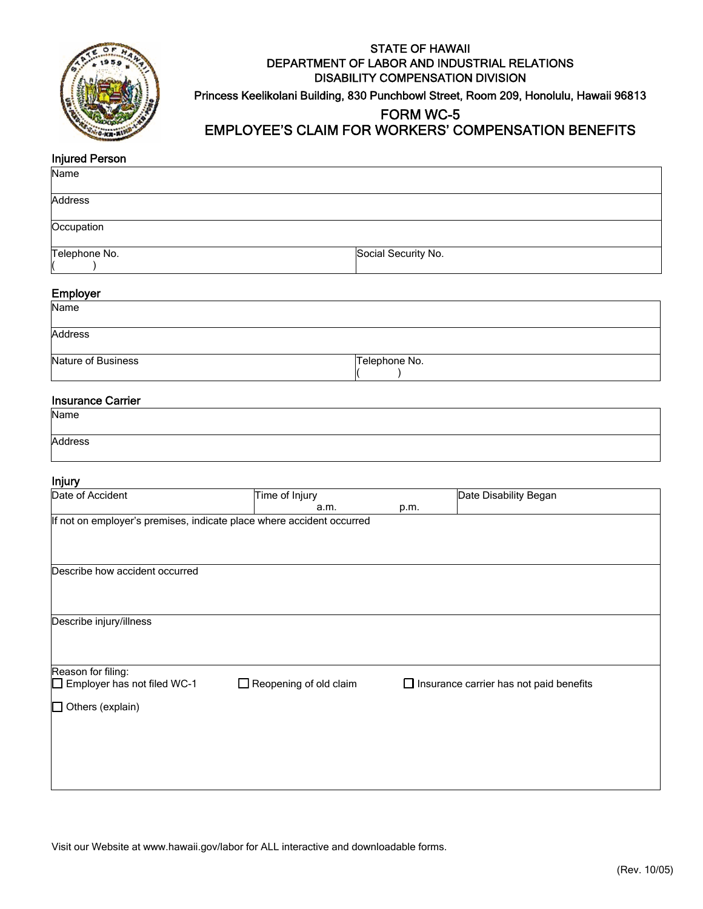STATE OF HAWAII
DEPARTMENT OF LABOR AND INDUSTRIAL RELATIONS
DISABILITY COMPENSATION DIVISION
Princess Keelikolani Building, 830 Punchbowl Street, Room 209, Honolulu, Hawaii 96813

# FORM WC-5
# EMPLOYEE'S CLAIM FOR WORKERS' COMPENSATION BENEFITS

## Injured Person

| Name | |
|---|---|
| Address | |
| Occupation | |
| Telephone No. ( ) | Social Security No. |

## Employer

| Name | |
|---|---|
| Address | |
| Nature of Business | Telephone No. ( ) |

## Insurance Carrier

| Name |
|---|
| Address |

## Injury

| Date of Accident | Time of Injury a.m. p.m. | Date Disability Began |
|---|---|---|
| If not on employer's premises, indicate place where accident occurred | | |
| Describe how accident occurred | | |
| Describe injury/illness | | |

Reason for filing:

- ☐ Employer has not filed WC-1
- ☐ Reopening of old claim
- ☐ Insurance carrier has not paid benefits
- ☐ Others (explain)

Visit our Website at www.hawaii.gov/labor for ALL interactive and downloadable forms.

(Rev. 10/05)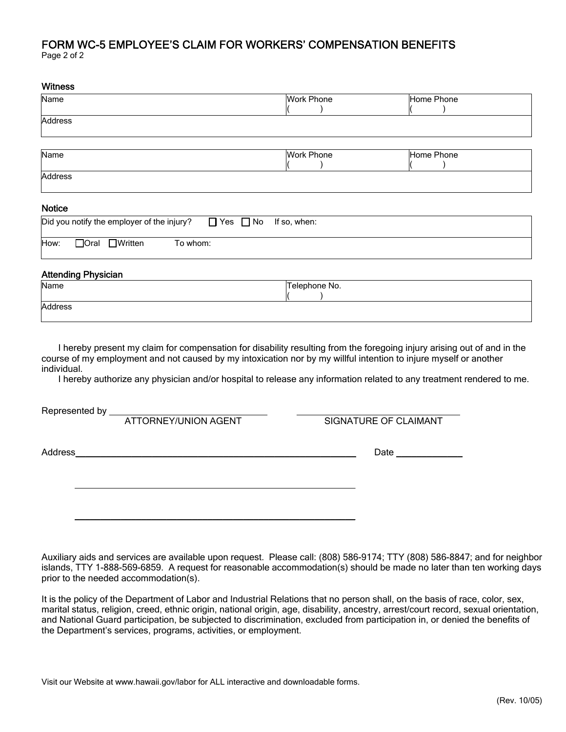# FORM WC-5 EMPLOYEE'S CLAIM FOR WORKERS' COMPENSATION BENEFITS

Page 2 of 2

### Witness

| Name | Work Phone | Home Phone |
|---|---|---|
| | ( ) | ( ) |
| Address | | |

| Name | Work Phone | Home Phone |
|---|---|---|
| | ( ) | ( ) |
| Address | | |

### Notice

| | |
|---|---|
| Did you notify the employer of the injury? ☐ Yes ☐ No | If so, when: |
| How: ☐Oral ☐Written | To whom: |

### Attending Physician

| Name | Telephone No. |
|---|---|
| | ( ) |
| Address | |

I hereby present my claim for compensation for disability resulting from the foregoing injury arising out of and in the course of my employment and not caused by my intoxication nor by my willful intention to injure myself or another individual.

I hereby authorize any physician and/or hospital to release any information related to any treatment rendered to me.

Represented by ______________________________ ______________________________
ATTORNEY/UNION AGENT SIGNATURE OF CLAIMANT

Address ______________________________ Date ____________

______________________________

______________________________

Auxiliary aids and services are available upon request. Please call: (808) 586-9174; TTY (808) 586-8847; and for neighbor islands, TTY 1-888-569-6859. A request for reasonable accommodation(s) should be made no later than ten working days prior to the needed accommodation(s).

It is the policy of the Department of Labor and Industrial Relations that no person shall, on the basis of race, color, sex, marital status, religion, creed, ethnic origin, national origin, age, disability, ancestry, arrest/court record, sexual orientation, and National Guard participation, be subjected to discrimination, excluded from participation in, or denied the benefits of the Department's services, programs, activities, or employment.

Visit our Website at www.hawaii.gov/labor for ALL interactive and downloadable forms.

(Rev. 10/05)